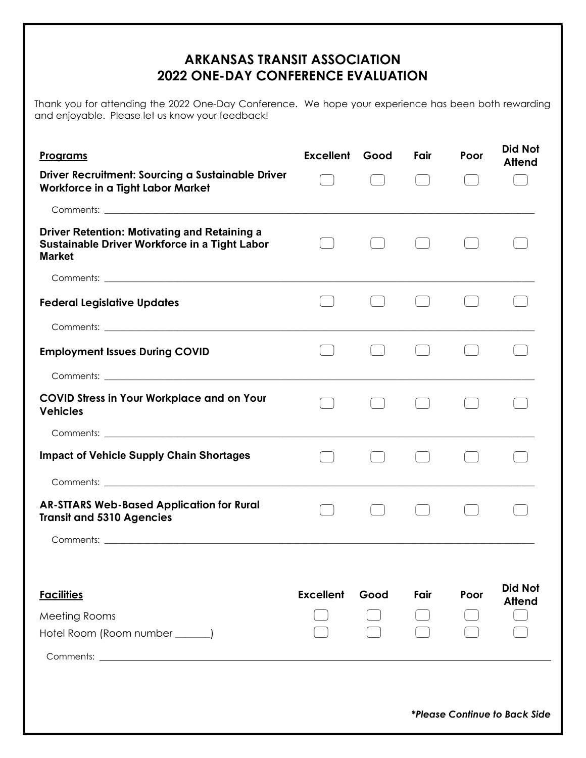# ARKANSAS TRANSIT ASSOCIATION
# 2022 ONE-DAY CONFERENCE EVALUATION

Thank you for attending the 2022 One-Day Conference. We hope your experience has been both rewarding and enjoyable. Please let us know your feedback!

| **Programs** | **Excellent** | **Good** | **Fair** | **Poor** | **Did Not Attend** |
|---|---|---|---|---|---|
| **Driver Recruitment: Sourcing a Sustainable Driver Workforce in a Tight Labor Market** | ☐ | ☐ | ☐ | ☐ | ☐ |
| Comments: ______ | | | | | |
| **Driver Retention: Motivating and Retaining a Sustainable Driver Workforce in a Tight Labor Market** | ☐ | ☐ | ☐ | ☐ | ☐ |
| Comments: ______ | | | | | |
| **Federal Legislative Updates** | ☐ | ☐ | ☐ | ☐ | ☐ |
| Comments: ______ | | | | | |
| **Employment Issues During COVID** | ☐ | ☐ | ☐ | ☐ | ☐ |
| Comments: ______ | | | | | |
| **COVID Stress in Your Workplace and on Your Vehicles** | ☐ | ☐ | ☐ | ☐ | ☐ |
| Comments: ______ | | | | | |
| **Impact of Vehicle Supply Chain Shortages** | ☐ | ☐ | ☐ | ☐ | ☐ |
| Comments: ______ | | | | | |
| **AR-STTARS Web-Based Application for Rural Transit and 5310 Agencies** | ☐ | ☐ | ☐ | ☐ | ☐ |
| Comments: ______ | | | | | |

| **Facilities** | **Excellent** | **Good** | **Fair** | **Poor** | **Did Not Attend** |
|---|---|---|---|---|---|
| Meeting Rooms | ☐ | ☐ | ☐ | ☐ | ☐ |
| Hotel Room (Room number ______) | ☐ | ☐ | ☐ | ☐ | ☐ |

Comments: ______

***Please Continue to Back Side**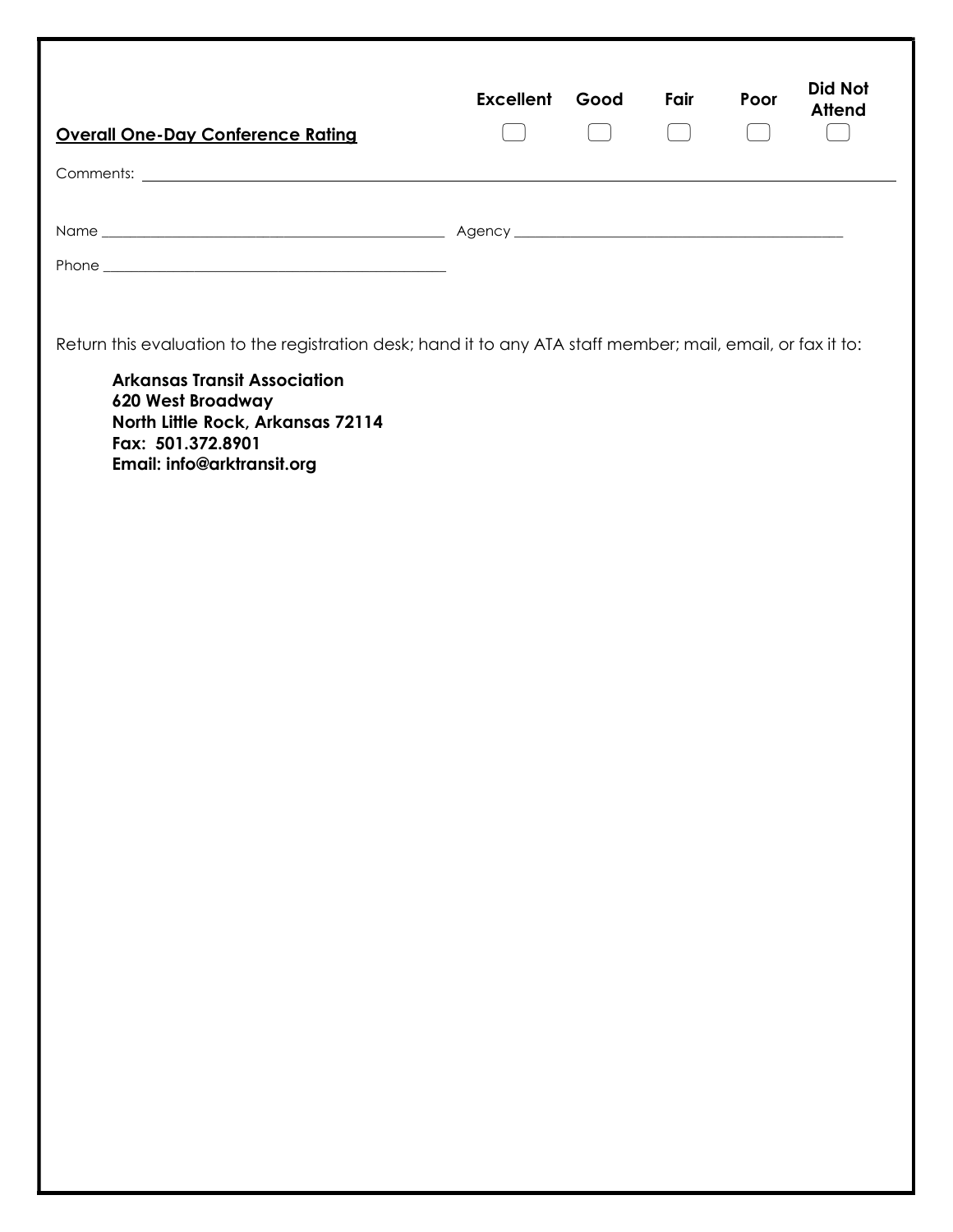| **Overall One-Day Conference Rating** | Excellent | Good | Fair | Poor | Did Not Attend |
|---|---|---|---|---|---|
| | ☐ | ☐ | ☐ | ☐ | ☐ |

Comments: ___________________________________________________________________________

Name _______________________________________ Agency _______________________________________

Phone _______________________________________

Return this evaluation to the registration desk; hand it to any ATA staff member; mail, email, or fax it to:

**Arkansas Transit Association**
**620 West Broadway**
**North Little Rock, Arkansas 72114**
**Fax: 501.372.8901**
**Email: info@arktransit.org**